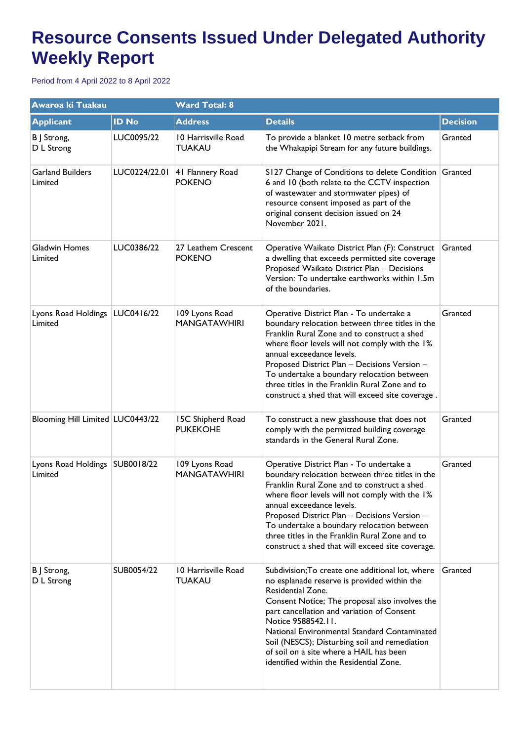# Resource Consents Issued Under Delegated Authority Weekly Report

Period from 4 April 2022 to 8 April 2022

| Awaroa ki Tuakau | | Ward Total: 8 | | |
|---|---|---|---|---|
| **Applicant** | **ID No** | **Address** | **Details** | **Decision** |
| B J Strong, D L Strong | LUC0095/22 | 10 Harrisville Road TUAKAU | To provide a blanket 10 metre setback from the Whakapipi Stream for any future buildings. | Granted |
| Garland Builders Limited | LUC0224/22.01 | 41 Flannery Road POKENO | S127 Change of Conditions to delete Condition 6 and 10 (both relate to the CCTV inspection of wastewater and stormwater pipes) of resource consent imposed as part of the original consent decision issued on 24 November 2021. | Granted |
| Gladwin Homes Limited | LUC0386/22 | 27 Leathem Crescent POKENO | Operative Waikato District Plan (F): Construct a dwelling that exceeds permitted site coverage Proposed Waikato District Plan – Decisions Version: To undertake earthworks within 1.5m of the boundaries. | Granted |
| Lyons Road Holdings Limited | LUC0416/22 | 109 Lyons Road MANGATAWHIRI | Operative District Plan - To undertake a boundary relocation between three titles in the Franklin Rural Zone and to construct a shed where floor levels will not comply with the 1% annual exceedance levels.<br>Proposed District Plan – Decisions Version – To undertake a boundary relocation between three titles in the Franklin Rural Zone and to construct a shed that will exceed site coverage . | Granted |
| Blooming Hill Limited | LUC0443/22 | 15C Shipherd Road PUKEKOHE | To construct a new glasshouse that does not comply with the permitted building coverage standards in the General Rural Zone. | Granted |
| Lyons Road Holdings Limited | SUB0018/22 | 109 Lyons Road MANGATAWHIRI | Operative District Plan - To undertake a boundary relocation between three titles in the Franklin Rural Zone and to construct a shed where floor levels will not comply with the 1% annual exceedance levels.<br>Proposed District Plan – Decisions Version – To undertake a boundary relocation between three titles in the Franklin Rural Zone and to construct a shed that will exceed site coverage. | Granted |
| B J Strong, D L Strong | SUB0054/22 | 10 Harrisville Road TUAKAU | Subdivision;To create one additional lot, where no esplanade reserve is provided within the Residential Zone.<br>Consent Notice; The proposal also involves the part cancellation and variation of Consent Notice 9588542.11.<br>National Environmental Standard Contaminated Soil (NESCS); Disturbing soil and remediation of soil on a site where a HAIL has been identified within the Residential Zone. | Granted |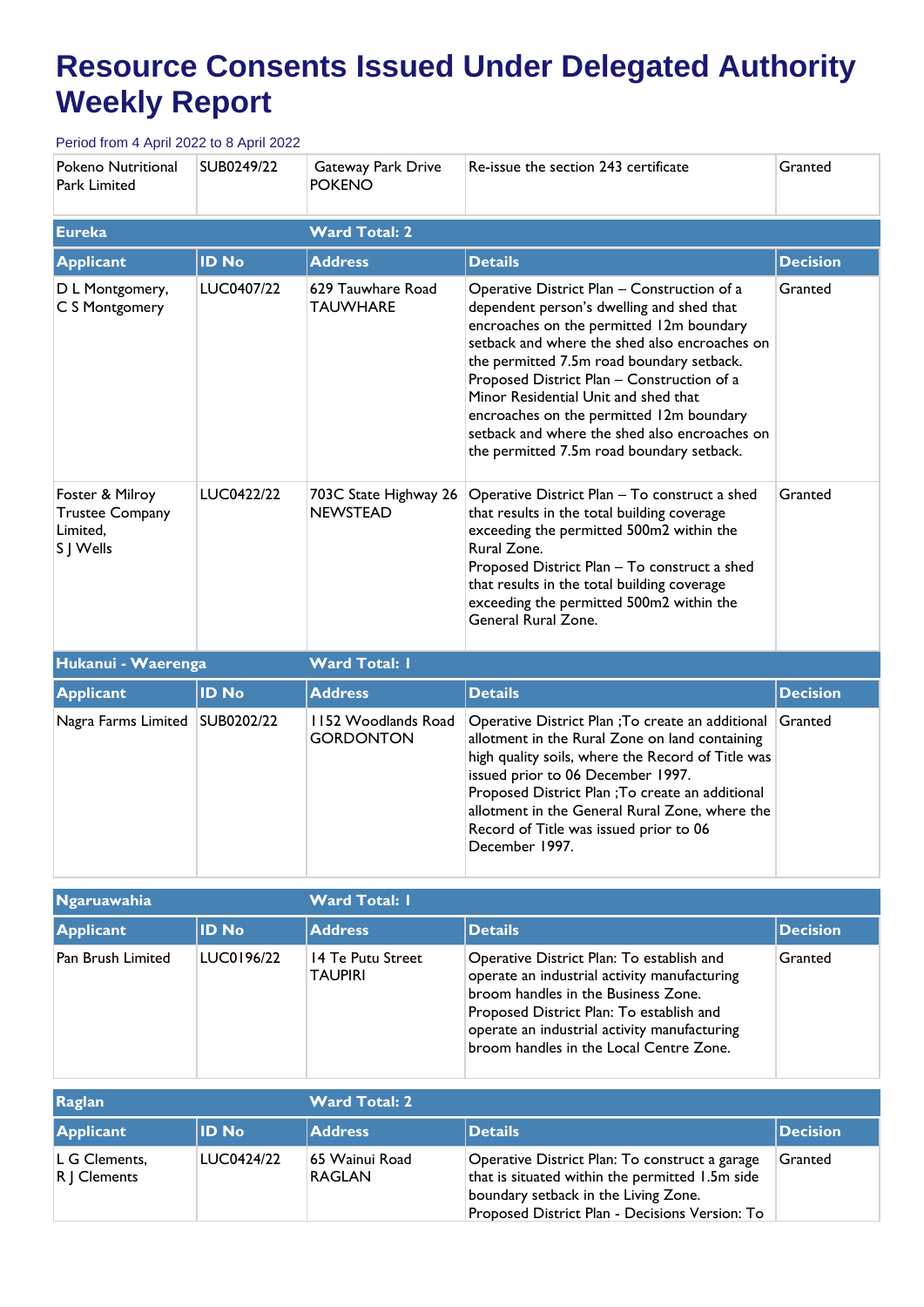# Resource Consents Issued Under Delegated Authority Weekly Report

Period from 4 April 2022 to 8 April 2022

| | | | | |
|---|---|---|---|---|
| Pokeno Nutritional Park Limited | SUB0249/22 | Gateway Park Drive POKENO | Re-issue the section 243 certificate | Granted |

| Eureka | | Ward Total: 2 | | |
|---|---|---|---|---|
| **Applicant** | **ID No** | **Address** | **Details** | **Decision** |
| D L Montgomery, C S Montgomery | LUC0407/22 | 629 Tauwhare Road TAUWHARE | Operative District Plan – Construction of a dependent person's dwelling and shed that encroaches on the permitted 12m boundary setback and where the shed also encroaches on the permitted 7.5m road boundary setback. Proposed District Plan – Construction of a Minor Residential Unit and shed that encroaches on the permitted 12m boundary setback and where the shed also encroaches on the permitted 7.5m road boundary setback. | Granted |
| Foster & Milroy Trustee Company Limited, S J Wells | LUC0422/22 | 703C State Highway 26 NEWSTEAD | Operative District Plan – To construct a shed that results in the total building coverage exceeding the permitted 500m2 within the Rural Zone. Proposed District Plan – To construct a shed that results in the total building coverage exceeding the permitted 500m2 within the General Rural Zone. | Granted |

| Hukanui - Waerenga | | Ward Total: 1 | | |
|---|---|---|---|---|
| **Applicant** | **ID No** | **Address** | **Details** | **Decision** |
| Nagra Farms Limited | SUB0202/22 | 1152 Woodlands Road GORDONTON | Operative District Plan ;To create an additional allotment in the Rural Zone on land containing high quality soils, where the Record of Title was issued prior to 06 December 1997. Proposed District Plan ;To create an additional allotment in the General Rural Zone, where the Record of Title was issued prior to 06 December 1997. | Granted |

| Ngaruawahia | | Ward Total: 1 | | |
|---|---|---|---|---|
| **Applicant** | **ID No** | **Address** | **Details** | **Decision** |
| Pan Brush Limited | LUC0196/22 | 14 Te Putu Street TAUPIRI | Operative District Plan: To establish and operate an industrial activity manufacturing broom handles in the Business Zone. Proposed District Plan: To establish and operate an industrial activity manufacturing broom handles in the Local Centre Zone. | Granted |

| Raglan | | Ward Total: 2 | | |
|---|---|---|---|---|
| **Applicant** | **ID No** | **Address** | **Details** | **Decision** |
| L G Clements, R J Clements | LUC0424/22 | 65 Wainui Road RAGLAN | Operative District Plan: To construct a garage that is situated within the permitted 1.5m side boundary setback in the Living Zone. Proposed District Plan - Decisions Version: To | Granted |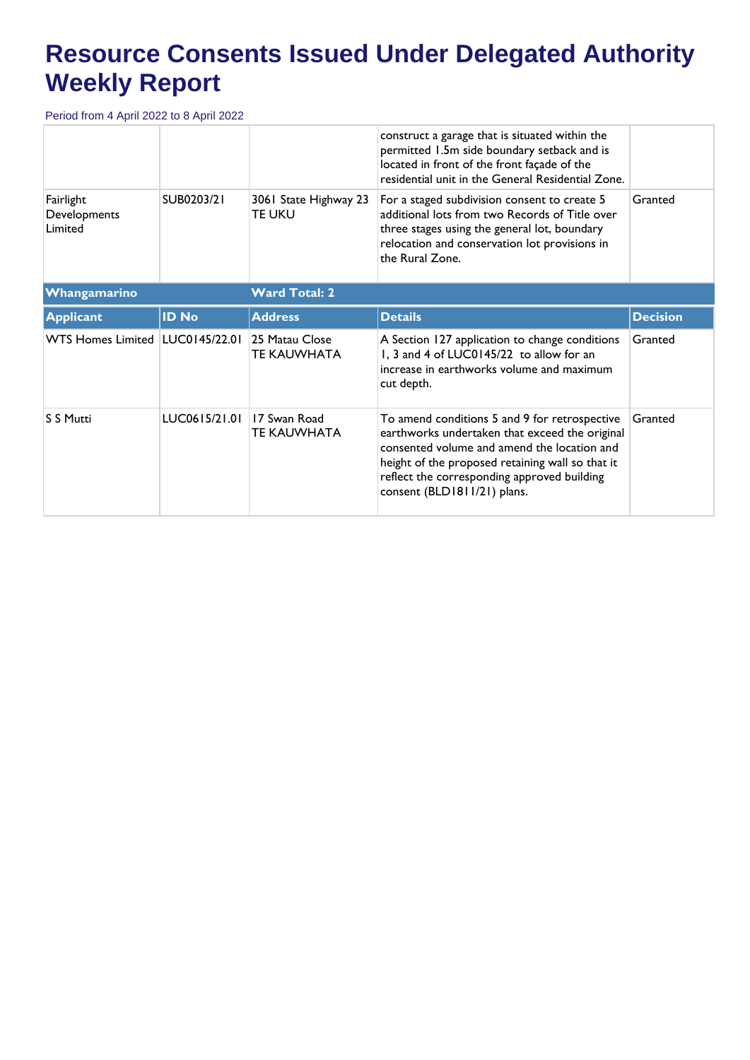# Resource Consents Issued Under Delegated Authority Weekly Report

Period from 4 April 2022 to 8 April 2022

| | | | | |
|---|---|---|---|---|
| | | | construct a garage that is situated within the permitted 1.5m side boundary setback and is located in front of the front façade of the residential unit in the General Residential Zone. | |
| Fairlight Developments Limited | SUB0203/21 | 3061 State Highway 23 TE UKU | For a staged subdivision consent to create 5 additional lots from two Records of Title over three stages using the general lot, boundary relocation and conservation lot provisions in the Rural Zone. | Granted |

**Whangamarino** — **Ward Total: 2**

| Applicant | ID No | Address | Details | Decision |
|---|---|---|---|---|
| WTS Homes Limited | LUC0145/22.01 | 25 Matau Close TE KAUWHATA | A Section 127 application to change conditions 1, 3 and 4 of LUC0145/22 to allow for an increase in earthworks volume and maximum cut depth. | Granted |
| S S Mutti | LUC0615/21.01 | 17 Swan Road TE KAUWHATA | To amend conditions 5 and 9 for retrospective earthworks undertaken that exceed the original consented volume and amend the location and height of the proposed retaining wall so that it reflect the corresponding approved building consent (BLD1811/21) plans. | Granted |